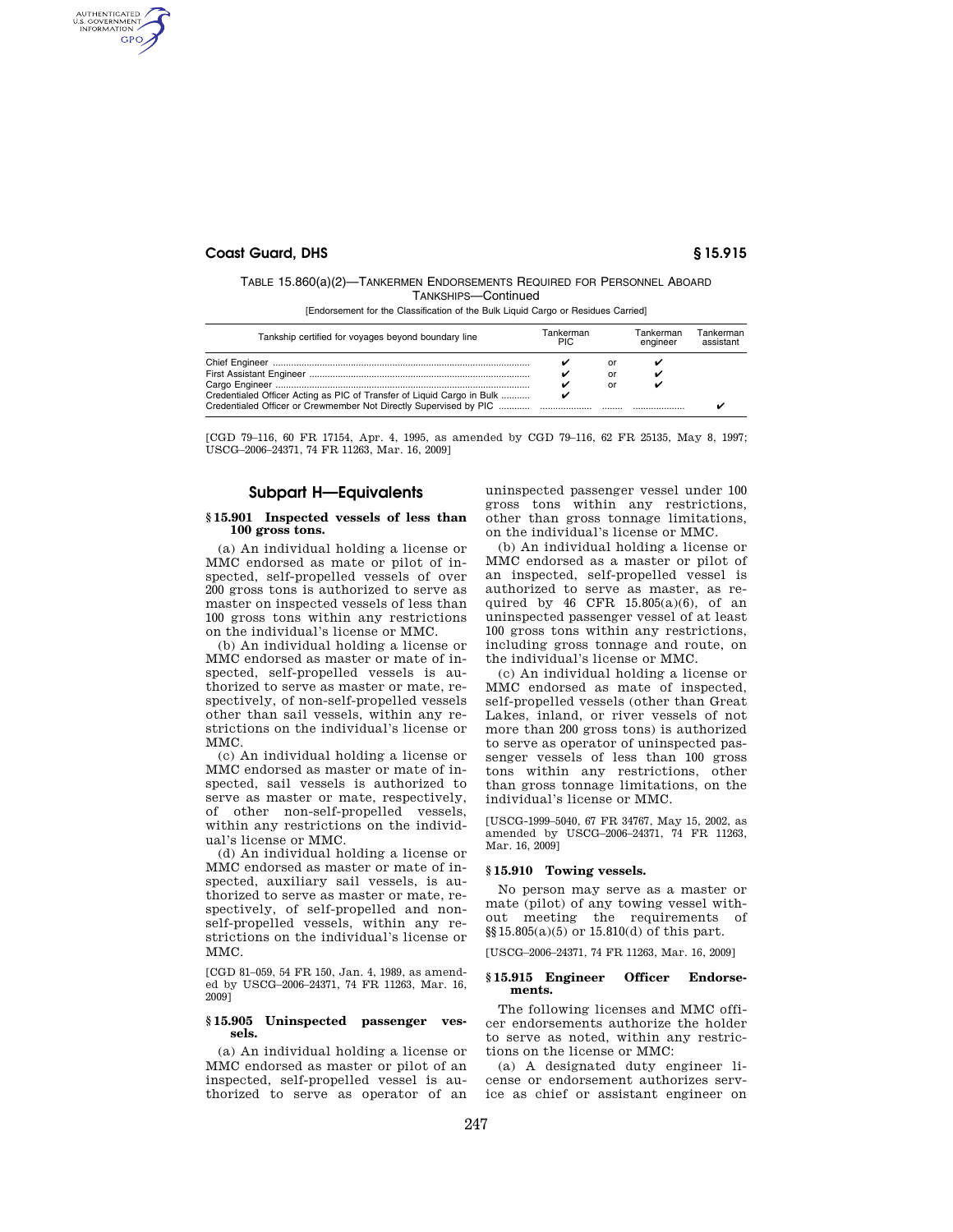TABLE 15.860(a)(2)—TANKERMEN ENDORSEMENTS REQUIRED FOR PERSONNEL ABOARD TANKSHIPS—Continued

[Endorsement for the Classification of the Bulk Liquid Cargo or Residues Carried]

| Tankship certified for voyages beyond boundary line | Tankerman PIC | | Tankerman engineer | Tankerman assistant |
|---|---|---|---|---|
| Chief Engineer | ✔ | or | ✔ | |
| First Assistant Engineer | ✔ | or | ✔ | |
| Cargo Engineer | ✔ | or | ✔ | |
| Credentialed Officer Acting as PIC of Transfer of Liquid Cargo in Bulk | ✔ | | | |
| Credentialed Officer or Crewmember Not Directly Supervised by PIC | | | | ✔ |

[CGD 79–116, 60 FR 17154, Apr. 4, 1995, as amended by CGD 79–116, 62 FR 25135, May 8, 1997; USCG–2006–24371, 74 FR 11263, Mar. 16, 2009]

## Subpart H—Equivalents

### § 15.901 Inspected vessels of less than 100 gross tons.

(a) An individual holding a license or MMC endorsed as mate or pilot of inspected, self-propelled vessels of over 200 gross tons is authorized to serve as master on inspected vessels of less than 100 gross tons within any restrictions on the individual's license or MMC.

(b) An individual holding a license or MMC endorsed as master or mate of inspected, self-propelled vessels is authorized to serve as master or mate, respectively, of non-self-propelled vessels other than sail vessels, within any restrictions on the individual's license or MMC.

(c) An individual holding a license or MMC endorsed as master or mate of inspected, sail vessels is authorized to serve as master or mate, respectively, of other non-self-propelled vessels, within any restrictions on the individual's license or MMC.

(d) An individual holding a license or MMC endorsed as master or mate of inspected, auxiliary sail vessels, is authorized to serve as master or mate, respectively, of self-propelled and non-self-propelled vessels, within any restrictions on the individual's license or MMC.

[CGD 81–059, 54 FR 150, Jan. 4, 1989, as amended by USCG–2006–24371, 74 FR 11263, Mar. 16, 2009]

### § 15.905 Uninspected passenger vessels.

(a) An individual holding a license or MMC endorsed as master or pilot of an inspected, self-propelled vessel is authorized to serve as operator of an uninspected passenger vessel under 100 gross tons within any restrictions, other than gross tonnage limitations, on the individual's license or MMC.

(b) An individual holding a license or MMC endorsed as a master or pilot of an inspected, self-propelled vessel is authorized to serve as master, as required by 46 CFR 15.805(a)(6), of an uninspected passenger vessel of at least 100 gross tons within any restrictions, including gross tonnage and route, on the individual's license or MMC.

(c) An individual holding a license or MMC endorsed as mate of inspected, self-propelled vessels (other than Great Lakes, inland, or river vessels of not more than 200 gross tons) is authorized to serve as operator of uninspected passenger vessels of less than 100 gross tons within any restrictions, other than gross tonnage limitations, on the individual's license or MMC.

[USCG–1999–5040, 67 FR 34767, May 15, 2002, as amended by USCG–2006–24371, 74 FR 11263, Mar. 16, 2009]

### § 15.910 Towing vessels.

No person may serve as a master or mate (pilot) of any towing vessel without meeting the requirements of §§ 15.805(a)(5) or 15.810(d) of this part.

[USCG–2006–24371, 74 FR 11263, Mar. 16, 2009]

### § 15.915 Engineer Officer Endorsements.

The following licenses and MMC officer endorsements authorize the holder to serve as noted, within any restrictions on the license or MMC:

(a) A designated duty engineer license or endorsement authorizes service as chief or assistant engineer on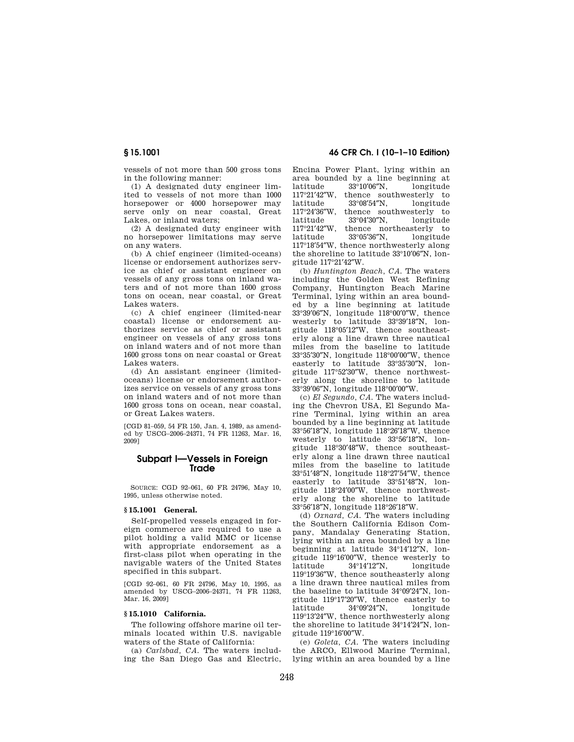vessels of not more than 500 gross tons in the following manner:

(1) A designated duty engineer limited to vessels of not more than 1000 horsepower or 4000 horsepower may serve only on near coastal, Great Lakes, or inland waters;

(2) A designated duty engineer with no horsepower limitations may serve on any waters.

(b) A chief engineer (limited-oceans) license or endorsement authorizes service as chief or assistant engineer on vessels of any gross tons on inland waters and of not more than 1600 gross tons on ocean, near coastal, or Great Lakes waters.

(c) A chief engineer (limited-near coastal) license or endorsement authorizes service as chief or assistant engineer on vessels of any gross tons on inland waters and of not more than 1600 gross tons on near coastal or Great Lakes waters.

(d) An assistant engineer (limited-oceans) license or endorsement authorizes service on vessels of any gross tons on inland waters and of not more than 1600 gross tons on ocean, near coastal, or Great Lakes waters.

[CGD 81–059, 54 FR 150, Jan. 4, 1989, as amended by USCG–2006–24371, 74 FR 11263, Mar. 16, 2009]

## Subpart I—Vessels in Foreign Trade

SOURCE: CGD 92–061, 60 FR 24796, May 10, 1995, unless otherwise noted.

### § 15.1001 General.

Self-propelled vessels engaged in foreign commerce are required to use a pilot holding a valid MMC or license with appropriate endorsement as a first-class pilot when operating in the navigable waters of the United States specified in this subpart.

[CGD 92–061, 60 FR 24796, May 10, 1995, as amended by USCG–2006–24371, 74 FR 11263, Mar. 16, 2009]

### § 15.1010 California.

The following offshore marine oil terminals located within U.S. navigable waters of the State of California:

(a) *Carlsbad, CA.* The waters including the San Diego Gas and Electric, Encina Power Plant, lying within an area bounded by a line beginning at latitude 33°10′06″N, longitude 117°21′42″W, thence southwesterly to latitude 33°08′54″N, longitude 117°24′36″W, thence southwesterly to latitude 33°04′30″N, longitude 117°21′42″W, thence northeasterly to latitude 33°05′36″N, longitude 117°18′54″W, thence northwesterly along the shoreline to latitude 33°10′06″N, longitude 117°21′42″W.

(b) *Huntington Beach, CA.* The waters including the Golden West Refining Company, Huntington Beach Marine Terminal, lying within an area bounded by a line beginning at latitude 33°39′06″N, longitude 118°00′0″W, thence westerly to latitude 33°39′18″N, longitude 118°05′12″W, thence southeasterly along a line drawn three nautical miles from the baseline to latitude 33°35′30″N, longitude 118°00′00″W, thence easterly to latitude 33°35′30″N, longitude 117°52′30″W, thence northwesterly along the shoreline to latitude 33°39′06″N, longitude 118°00′00″W.

(c) *El Segundo, CA.* The waters including the Chevron USA, El Segundo Marine Terminal, lying within an area bounded by a line beginning at latitude 33°56′18″N, longitude 118°26′18″W, thence westerly to latitude 33°56′18″N, longitude 118°30′48″W, thence southeasterly along a line drawn three nautical miles from the baseline to latitude 33°51′48″N, longitude 118°27′54″W, thence easterly to latitude 33°51′48″N, longitude 118°24′00″W, thence northwesterly along the shoreline to latitude 33°56′18″N, longitude 118°26′18″W.

(d) *Oxnard, CA.* The waters including the Southern California Edison Company, Mandalay Generating Station, lying within an area bounded by a line beginning at latitude 34°14′12″N, longitude 119°16′00″W, thence westerly to latitude 34°14′12″N, longitude 119°19′36″W, thence southeasterly along a line drawn three nautical miles from the baseline to latitude 34°09′24″N, longitude 119°17′20″W, thence easterly to latitude 34°09′24″N, longitude 119°13′24″W, thence northwesterly along the shoreline to latitude 34°14′24″N, longitude 119°16′00″W.

(e) *Goleta, CA.* The waters including the ARCO, Ellwood Marine Terminal, lying within an area bounded by a line